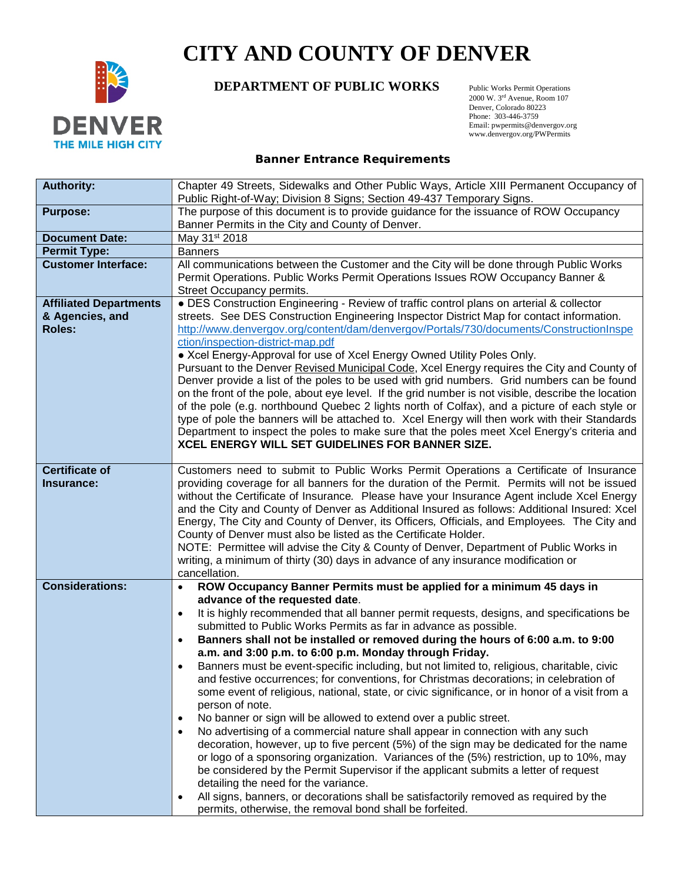# CITY AND COUNTY OF DENVER

## DEPARTMENT OF PUBLIC WORKS

Public Works Permit Operations
2000 W. 3rd Avenue, Room 107
Denver, Colorado 80223
Phone: 303-446-3759
Email: pwpermits@denvergov.org
www.denvergov.org/PWPermits

### Banner Entrance Requirements

| | |
|---|---|
| **Authority:** | Chapter 49 Streets, Sidewalks and Other Public Ways, Article XIII Permanent Occupancy of Public Right-of-Way; Division 8 Signs; Section 49-437 Temporary Signs. |
| **Purpose:** | The purpose of this document is to provide guidance for the issuance of ROW Occupancy Banner Permits in the City and County of Denver. |
| **Document Date:** | May 31st 2018 |
| **Permit Type:** | Banners |
| **Customer Interface:** | All communications between the Customer and the City will be done through Public Works Permit Operations. Public Works Permit Operations Issues ROW Occupancy Banner & Street Occupancy permits. |
| **Affiliated Departments & Agencies, and Roles:** | ● DES Construction Engineering - Review of traffic control plans on arterial & collector streets. See DES Construction Engineering Inspector District Map for contact information. http://www.denvergov.org/content/dam/denvergov/Portals/730/documents/ConstructionInspection/inspection-district-map.pdf<br>● Xcel Energy-Approval for use of Xcel Energy Owned Utility Poles Only.<br>Pursuant to the Denver Revised Municipal Code, Xcel Energy requires the City and County of Denver provide a list of the poles to be used with grid numbers. Grid numbers can be found on the front of the pole, about eye level. If the grid number is not visible, describe the location of the pole (e.g. northbound Quebec 2 lights north of Colfax), and a picture of each style or type of pole the banners will be attached to. Xcel Energy will then work with their Standards Department to inspect the poles to make sure that the poles meet Xcel Energy's criteria and **XCEL ENERGY WILL SET GUIDELINES FOR BANNER SIZE.** |
| **Certificate of Insurance:** | Customers need to submit to Public Works Permit Operations a Certificate of Insurance providing coverage for all banners for the duration of the Permit. Permits will not be issued without the Certificate of Insurance. Please have your Insurance Agent include Xcel Energy and the City and County of Denver as Additional Insured as follows: Additional Insured: Xcel Energy, The City and County of Denver, its Officers, Officials, and Employees. The City and County of Denver must also be listed as the Certificate Holder.<br>NOTE: Permittee will advise the City & County of Denver, Department of Public Works in writing, a minimum of thirty (30) days in advance of any insurance modification or cancellation. |
| **Considerations:** | • **ROW Occupancy Banner Permits must be applied for a minimum 45 days in advance of the requested date**.<br>• It is highly recommended that all banner permit requests, designs, and specifications be submitted to Public Works Permits as far in advance as possible.<br>• **Banners shall not be installed or removed during the hours of 6:00 a.m. to 9:00 a.m. and 3:00 p.m. to 6:00 p.m. Monday through Friday.**<br>• Banners must be event-specific including, but not limited to, religious, charitable, civic and festive occurrences; for conventions, for Christmas decorations; in celebration of some event of religious, national, state, or civic significance, or in honor of a visit from a person of note.<br>• No banner or sign will be allowed to extend over a public street.<br>• No advertising of a commercial nature shall appear in connection with any such decoration, however, up to five percent (5%) of the sign may be dedicated for the name or logo of a sponsoring organization. Variances of the (5%) restriction, up to 10%, may be considered by the Permit Supervisor if the applicant submits a letter of request detailing the need for the variance.<br>• All signs, banners, or decorations shall be satisfactorily removed as required by the permits, otherwise, the removal bond shall be forfeited. |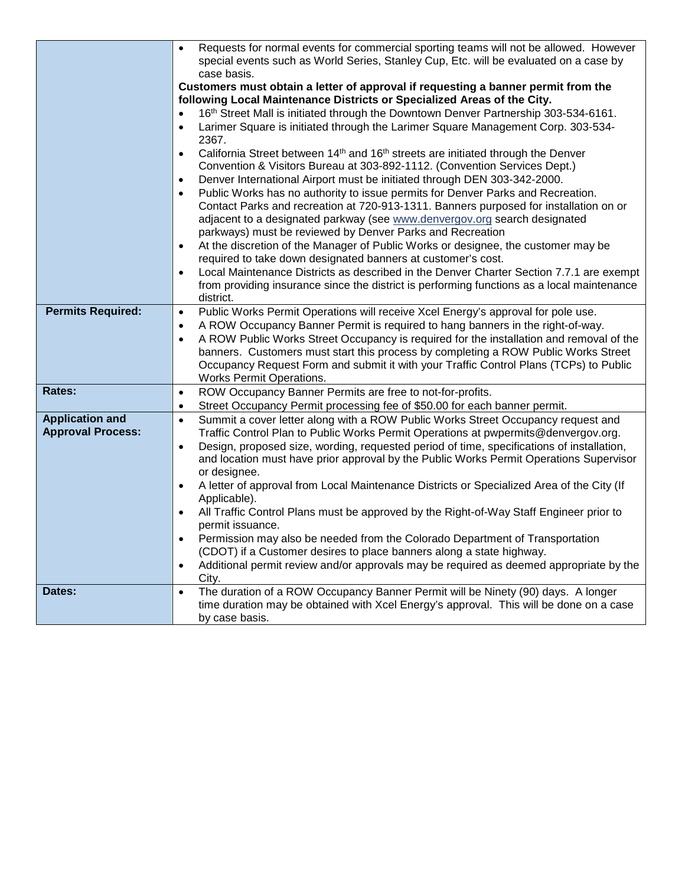| | |
|---|---|
| | • Requests for normal events for commercial sporting teams will not be allowed. However special events such as World Series, Stanley Cup, Etc. will be evaluated on a case by case basis.<br>**Customers must obtain a letter of approval if requesting a banner permit from the following Local Maintenance Districts or Specialized Areas of the City.**<br>• 16th Street Mall is initiated through the Downtown Denver Partnership 303-534-6161.<br>• Larimer Square is initiated through the Larimer Square Management Corp. 303-534-2367.<br>• California Street between 14th and 16th streets are initiated through the Denver Convention & Visitors Bureau at 303-892-1112. (Convention Services Dept.)<br>• Denver International Airport must be initiated through DEN 303-342-2000.<br>• Public Works has no authority to issue permits for Denver Parks and Recreation. Contact Parks and recreation at 720-913-1311. Banners purposed for installation on or adjacent to a designated parkway (see www.denvergov.org search designated parkways) must be reviewed by Denver Parks and Recreation<br>• At the discretion of the Manager of Public Works or designee, the customer may be required to take down designated banners at customer's cost.<br>• Local Maintenance Districts as described in the Denver Charter Section 7.7.1 are exempt from providing insurance since the district is performing functions as a local maintenance district. |
| **Permits Required:** | • Public Works Permit Operations will receive Xcel Energy's approval for pole use.<br>• A ROW Occupancy Banner Permit is required to hang banners in the right-of-way.<br>• A ROW Public Works Street Occupancy is required for the installation and removal of the banners. Customers must start this process by completing a ROW Public Works Street Occupancy Request Form and submit it with your Traffic Control Plans (TCPs) to Public Works Permit Operations. |
| **Rates:** | • ROW Occupancy Banner Permits are free to not-for-profits.<br>• Street Occupancy Permit processing fee of $50.00 for each banner permit. |
| **Application and Approval Process:** | • Summit a cover letter along with a ROW Public Works Street Occupancy request and Traffic Control Plan to Public Works Permit Operations at pwpermits@denvergov.org.<br>• Design, proposed size, wording, requested period of time, specifications of installation, and location must have prior approval by the Public Works Permit Operations Supervisor or designee.<br>• A letter of approval from Local Maintenance Districts or Specialized Area of the City (If Applicable).<br>• All Traffic Control Plans must be approved by the Right-of-Way Staff Engineer prior to permit issuance.<br>• Permission may also be needed from the Colorado Department of Transportation (CDOT) if a Customer desires to place banners along a state highway.<br>• Additional permit review and/or approvals may be required as deemed appropriate by the City. |
| **Dates:** | • The duration of a ROW Occupancy Banner Permit will be Ninety (90) days. A longer time duration may be obtained with Xcel Energy's approval. This will be done on a case by case basis. |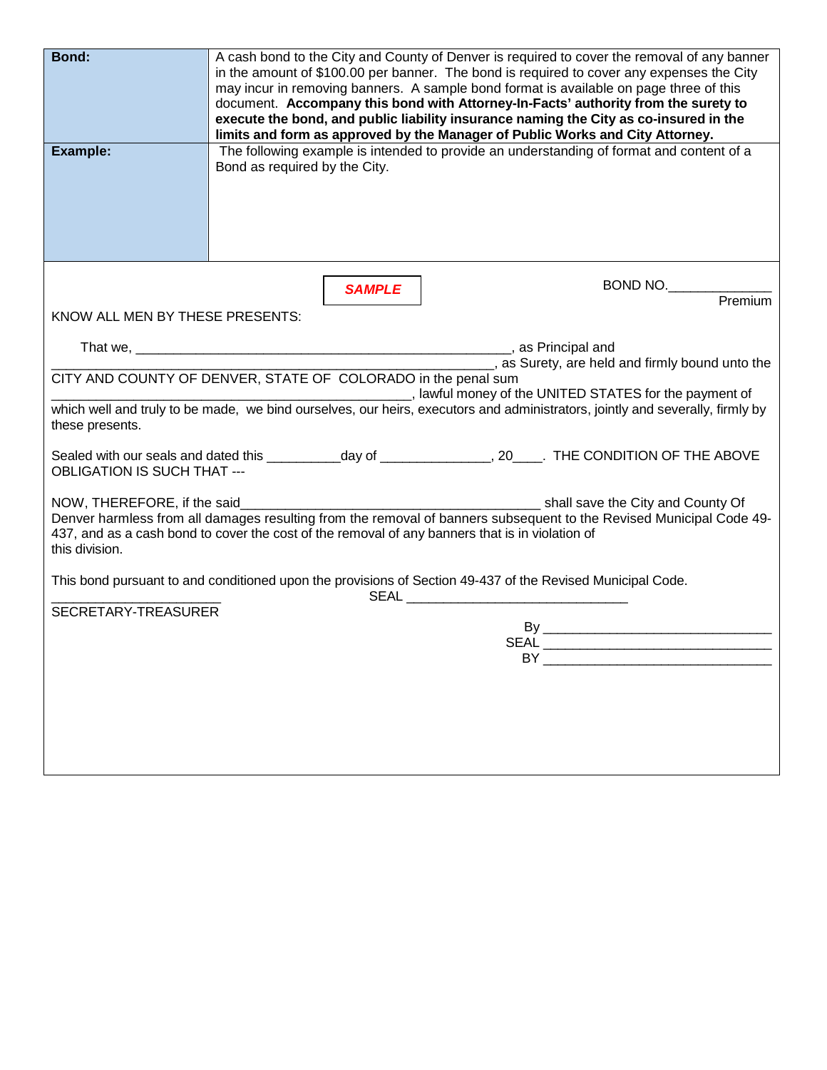| | |
|---|---|
| **Bond:** | A cash bond to the City and County of Denver is required to cover the removal of any banner in the amount of $100.00 per banner. The bond is required to cover any expenses the City may incur in removing banners. A sample bond format is available on page three of this document. **Accompany this bond with Attorney-In-Facts' authority from the surety to execute the bond, and public liability insurance naming the City as co-insured in the limits and form as approved by the Manager of Public Works and City Attorney.** |
| **Example:** | The following example is intended to provide an understanding of format and content of a Bond as required by the City. |

***SAMPLE***

BOND NO.______________

Premium

KNOW ALL MEN BY THESE PRESENTS:

That we, ____________________________________________________, as Principal and ______________________________________________________________, as Surety, are held and firmly bound unto the CITY AND COUNTY OF DENVER, STATE OF COLORADO in the penal sum ________________________________________________, lawful money of the UNITED STATES for the payment of which well and truly to be made, we bind ourselves, our heirs, executors and administrators, jointly and severally, firmly by these presents.

Sealed with our seals and dated this __________day of _______________, 20____. THE CONDITION OF THE ABOVE OBLIGATION IS SUCH THAT ---

NOW, THEREFORE, if the said__________________________________________ shall save the City and County Of Denver harmless from all damages resulting from the removal of banners subsequent to the Revised Municipal Code 49-437, and as a cash bond to cover the cost of the removal of any banners that is in violation of this division.

This bond pursuant to and conditioned upon the provisions of Section 49-437 of the Revised Municipal Code.

SEAL ______________________________

_______________________

SECRETARY-TREASURER

By ______________________________

SEAL ______________________________

BY ______________________________